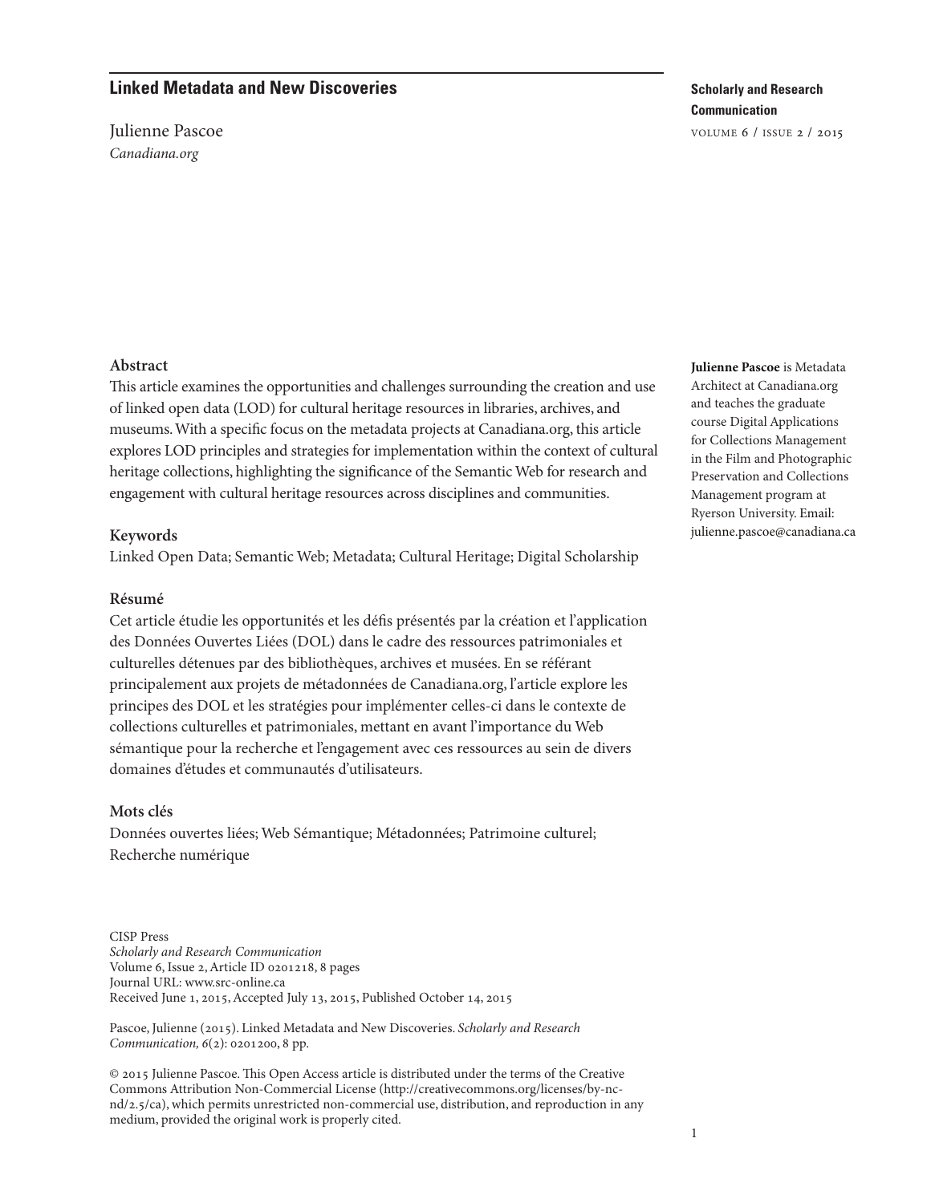# Linked Metadata and New Discoveries

Julienne Pascoe
*Canadiana.org*

**Julienne Pascoe** is Metadata Architect at Canadiana.org and teaches the graduate course Digital Applications for Collections Management in the Film and Photographic Preservation and Collections Management program at Ryerson University. Email: julienne.pascoe@canadiana.ca

## Abstract

This article examines the opportunities and challenges surrounding the creation and use of linked open data (LOD) for cultural heritage resources in libraries, archives, and museums. With a specific focus on the metadata projects at Canadiana.org, this article explores LOD principles and strategies for implementation within the context of cultural heritage collections, highlighting the significance of the Semantic Web for research and engagement with cultural heritage resources across disciplines and communities.

## Keywords

Linked Open Data; Semantic Web; Metadata; Cultural Heritage; Digital Scholarship

## Résumé

Cet article étudie les opportunités et les défis présentés par la création et l'application des Données Ouvertes Liées (DOL) dans le cadre des ressources patrimoniales et culturelles détenues par des bibliothèques, archives et musées. En se référant principalement aux projets de métadonnées de Canadiana.org, l'article explore les principes des DOL et les stratégies pour implémenter celles-ci dans le contexte de collections culturelles et patrimoniales, mettant en avant l'importance du Web sémantique pour la recherche et l'engagement avec ces ressources au sein de divers domaines d'études et communautés d'utilisateurs.

## Mots clés

Données ouvertes liées; Web Sémantique; Métadonnées; Patrimoine culturel; Recherche numérique

CISP Press
*Scholarly and Research Communication*
Volume 6, Issue 2, Article ID 0201218, 8 pages
Journal URL: www.src-online.ca
Received June 1, 2015, Accepted July 13, 2015, Published October 14, 2015

Pascoe, Julienne (2015). Linked Metadata and New Discoveries. *Scholarly and Research Communication, 6*(2): 0201200, 8 pp.

© 2015 Julienne Pascoe. This Open Access article is distributed under the terms of the Creative Commons Attribution Non-Commercial License (http://creativecommons.org/licenses/by-nc-nd/2.5/ca), which permits unrestricted non-commercial use, distribution, and reproduction in any medium, provided the original work is properly cited.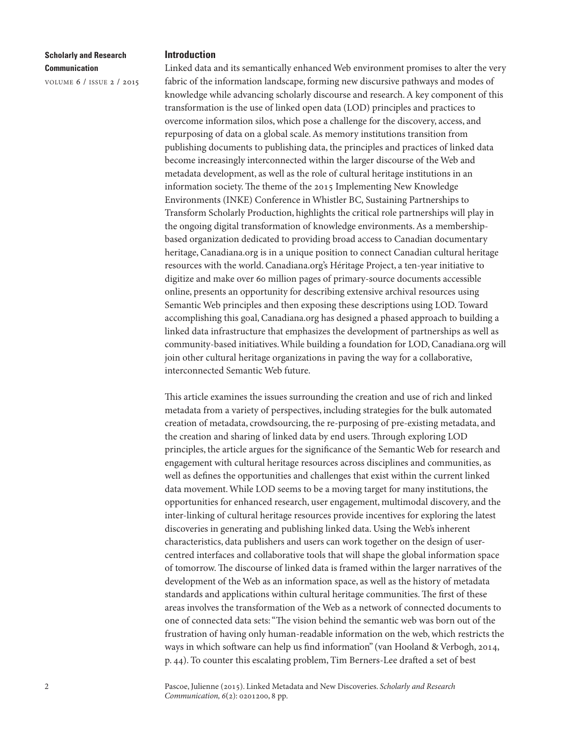## Introduction

Linked data and its semantically enhanced Web environment promises to alter the very fabric of the information landscape, forming new discursive pathways and modes of knowledge while advancing scholarly discourse and research. A key component of this transformation is the use of linked open data (LOD) principles and practices to overcome information silos, which pose a challenge for the discovery, access, and repurposing of data on a global scale. As memory institutions transition from publishing documents to publishing data, the principles and practices of linked data become increasingly interconnected within the larger discourse of the Web and metadata development, as well as the role of cultural heritage institutions in an information society. The theme of the 2015 Implementing New Knowledge Environments (INKE) Conference in Whistler BC, Sustaining Partnerships to Transform Scholarly Production, highlights the critical role partnerships will play in the ongoing digital transformation of knowledge environments. As a membership-based organization dedicated to providing broad access to Canadian documentary heritage, Canadiana.org is in a unique position to connect Canadian cultural heritage resources with the world. Canadiana.org's Héritage Project, a ten-year initiative to digitize and make over 60 million pages of primary-source documents accessible online, presents an opportunity for describing extensive archival resources using Semantic Web principles and then exposing these descriptions using LOD. Toward accomplishing this goal, Canadiana.org has designed a phased approach to building a linked data infrastructure that emphasizes the development of partnerships as well as community-based initiatives. While building a foundation for LOD, Canadiana.org will join other cultural heritage organizations in paving the way for a collaborative, interconnected Semantic Web future.

This article examines the issues surrounding the creation and use of rich and linked metadata from a variety of perspectives, including strategies for the bulk automated creation of metadata, crowdsourcing, the re-purposing of pre-existing metadata, and the creation and sharing of linked data by end users. Through exploring LOD principles, the article argues for the significance of the Semantic Web for research and engagement with cultural heritage resources across disciplines and communities, as well as defines the opportunities and challenges that exist within the current linked data movement. While LOD seems to be a moving target for many institutions, the opportunities for enhanced research, user engagement, multimodal discovery, and the inter-linking of cultural heritage resources provide incentives for exploring the latest discoveries in generating and publishing linked data. Using the Web's inherent characteristics, data publishers and users can work together on the design of user-centred interfaces and collaborative tools that will shape the global information space of tomorrow. The discourse of linked data is framed within the larger narratives of the development of the Web as an information space, as well as the history of metadata standards and applications within cultural heritage communities. The first of these areas involves the transformation of the Web as a network of connected documents to one of connected data sets: "The vision behind the semantic web was born out of the frustration of having only human-readable information on the web, which restricts the ways in which software can help us find information" (van Hooland & Verbogh, 2014, p. 44). To counter this escalating problem, Tim Berners-Lee drafted a set of best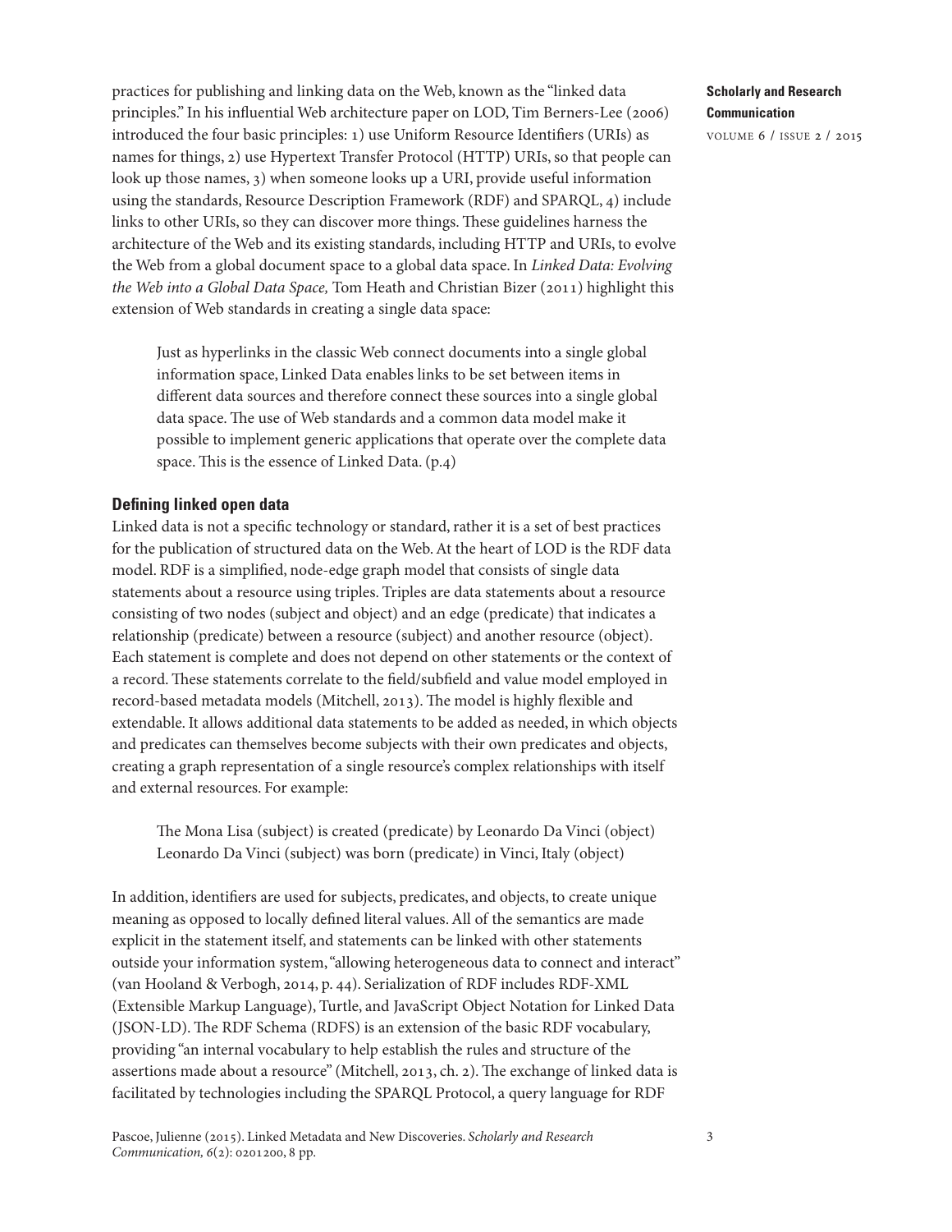practices for publishing and linking data on the Web, known as the "linked data principles." In his influential Web architecture paper on LOD, Tim Berners-Lee (2006) introduced the four basic principles: 1) use Uniform Resource Identifiers (URIs) as names for things, 2) use Hypertext Transfer Protocol (HTTP) URIs, so that people can look up those names, 3) when someone looks up a URI, provide useful information using the standards, Resource Description Framework (RDF) and SPARQL, 4) include links to other URIs, so they can discover more things. These guidelines harness the architecture of the Web and its existing standards, including HTTP and URIs, to evolve the Web from a global document space to a global data space. In *Linked Data: Evolving the Web into a Global Data Space,* Tom Heath and Christian Bizer (2011) highlight this extension of Web standards in creating a single data space:

> Just as hyperlinks in the classic Web connect documents into a single global information space, Linked Data enables links to be set between items in different data sources and therefore connect these sources into a single global data space. The use of Web standards and a common data model make it possible to implement generic applications that operate over the complete data space. This is the essence of Linked Data. (p.4)

## Defining linked open data

Linked data is not a specific technology or standard, rather it is a set of best practices for the publication of structured data on the Web. At the heart of LOD is the RDF data model. RDF is a simplified, node-edge graph model that consists of single data statements about a resource using triples. Triples are data statements about a resource consisting of two nodes (subject and object) and an edge (predicate) that indicates a relationship (predicate) between a resource (subject) and another resource (object). Each statement is complete and does not depend on other statements or the context of a record. These statements correlate to the field/subfield and value model employed in record-based metadata models (Mitchell, 2013). The model is highly flexible and extendable. It allows additional data statements to be added as needed, in which objects and predicates can themselves become subjects with their own predicates and objects, creating a graph representation of a single resource's complex relationships with itself and external resources. For example:

> The Mona Lisa (subject) is created (predicate) by Leonardo Da Vinci (object)
> Leonardo Da Vinci (subject) was born (predicate) in Vinci, Italy (object)

In addition, identifiers are used for subjects, predicates, and objects, to create unique meaning as opposed to locally defined literal values. All of the semantics are made explicit in the statement itself, and statements can be linked with other statements outside your information system, "allowing heterogeneous data to connect and interact" (van Hooland & Verbogh, 2014, p. 44). Serialization of RDF includes RDF-XML (Extensible Markup Language), Turtle, and JavaScript Object Notation for Linked Data (JSON-LD). The RDF Schema (RDFS) is an extension of the basic RDF vocabulary, providing "an internal vocabulary to help establish the rules and structure of the assertions made about a resource" (Mitchell, 2013, ch. 2). The exchange of linked data is facilitated by technologies including the SPARQL Protocol, a query language for RDF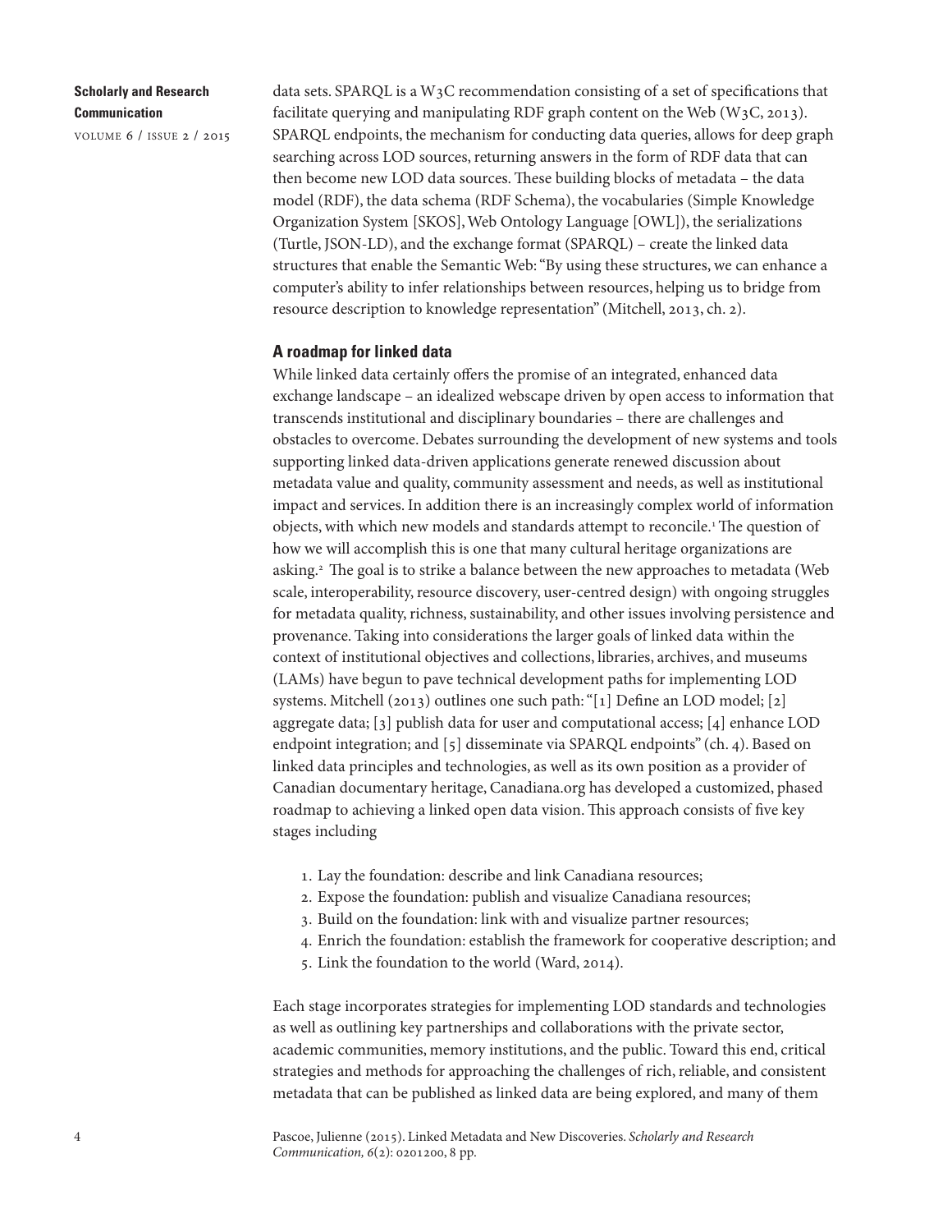data sets. SPARQL is a W3C recommendation consisting of a set of specifications that facilitate querying and manipulating RDF graph content on the Web (W3C, 2013). SPARQL endpoints, the mechanism for conducting data queries, allows for deep graph searching across LOD sources, returning answers in the form of RDF data that can then become new LOD data sources. These building blocks of metadata – the data model (RDF), the data schema (RDF Schema), the vocabularies (Simple Knowledge Organization System [SKOS], Web Ontology Language [OWL]), the serializations (Turtle, JSON-LD), and the exchange format (SPARQL) – create the linked data structures that enable the Semantic Web: "By using these structures, we can enhance a computer's ability to infer relationships between resources, helping us to bridge from resource description to knowledge representation" (Mitchell, 2013, ch. 2).

## A roadmap for linked data

While linked data certainly offers the promise of an integrated, enhanced data exchange landscape – an idealized webscape driven by open access to information that transcends institutional and disciplinary boundaries – there are challenges and obstacles to overcome. Debates surrounding the development of new systems and tools supporting linked data-driven applications generate renewed discussion about metadata value and quality, community assessment and needs, as well as institutional impact and services. In addition there is an increasingly complex world of information objects, with which new models and standards attempt to reconcile.[1] The question of how we will accomplish this is one that many cultural heritage organizations are asking.[2] The goal is to strike a balance between the new approaches to metadata (Web scale, interoperability, resource discovery, user-centred design) with ongoing struggles for metadata quality, richness, sustainability, and other issues involving persistence and provenance. Taking into considerations the larger goals of linked data within the context of institutional objectives and collections, libraries, archives, and museums (LAMs) have begun to pave technical development paths for implementing LOD systems. Mitchell (2013) outlines one such path: "[1] Define an LOD model; [2] aggregate data; [3] publish data for user and computational access; [4] enhance LOD endpoint integration; and [5] disseminate via SPARQL endpoints" (ch. 4). Based on linked data principles and technologies, as well as its own position as a provider of Canadian documentary heritage, Canadiana.org has developed a customized, phased roadmap to achieving a linked open data vision. This approach consists of five key stages including

1. Lay the foundation: describe and link Canadiana resources;
2. Expose the foundation: publish and visualize Canadiana resources;
3. Build on the foundation: link with and visualize partner resources;
4. Enrich the foundation: establish the framework for cooperative description; and
5. Link the foundation to the world (Ward, 2014).

Each stage incorporates strategies for implementing LOD standards and technologies as well as outlining key partnerships and collaborations with the private sector, academic communities, memory institutions, and the public. Toward this end, critical strategies and methods for approaching the challenges of rich, reliable, and consistent metadata that can be published as linked data are being explored, and many of them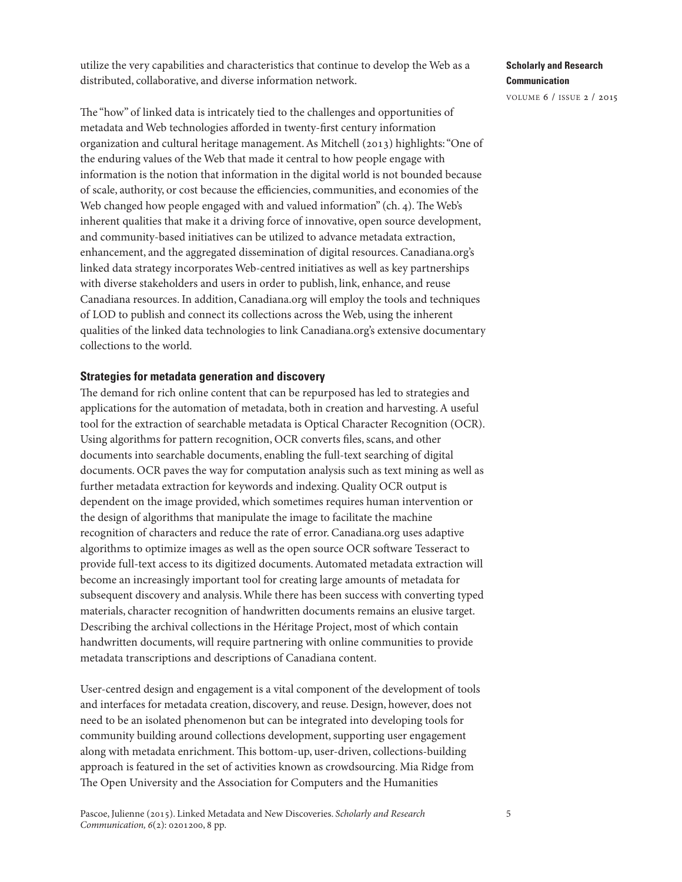utilize the very capabilities and characteristics that continue to develop the Web as a distributed, collaborative, and diverse information network.

The "how" of linked data is intricately tied to the challenges and opportunities of metadata and Web technologies afforded in twenty-first century information organization and cultural heritage management. As Mitchell (2013) highlights: "One of the enduring values of the Web that made it central to how people engage with information is the notion that information in the digital world is not bounded because of scale, authority, or cost because the efficiencies, communities, and economies of the Web changed how people engaged with and valued information" (ch. 4). The Web's inherent qualities that make it a driving force of innovative, open source development, and community-based initiatives can be utilized to advance metadata extraction, enhancement, and the aggregated dissemination of digital resources. Canadiana.org's linked data strategy incorporates Web-centred initiatives as well as key partnerships with diverse stakeholders and users in order to publish, link, enhance, and reuse Canadiana resources. In addition, Canadiana.org will employ the tools and techniques of LOD to publish and connect its collections across the Web, using the inherent qualities of the linked data technologies to link Canadiana.org's extensive documentary collections to the world.

## Strategies for metadata generation and discovery

The demand for rich online content that can be repurposed has led to strategies and applications for the automation of metadata, both in creation and harvesting. A useful tool for the extraction of searchable metadata is Optical Character Recognition (OCR). Using algorithms for pattern recognition, OCR converts files, scans, and other documents into searchable documents, enabling the full-text searching of digital documents. OCR paves the way for computation analysis such as text mining as well as further metadata extraction for keywords and indexing. Quality OCR output is dependent on the image provided, which sometimes requires human intervention or the design of algorithms that manipulate the image to facilitate the machine recognition of characters and reduce the rate of error. Canadiana.org uses adaptive algorithms to optimize images as well as the open source OCR software Tesseract to provide full-text access to its digitized documents. Automated metadata extraction will become an increasingly important tool for creating large amounts of metadata for subsequent discovery and analysis. While there has been success with converting typed materials, character recognition of handwritten documents remains an elusive target. Describing the archival collections in the Héritage Project, most of which contain handwritten documents, will require partnering with online communities to provide metadata transcriptions and descriptions of Canadiana content.

User-centred design and engagement is a vital component of the development of tools and interfaces for metadata creation, discovery, and reuse. Design, however, does not need to be an isolated phenomenon but can be integrated into developing tools for community building around collections development, supporting user engagement along with metadata enrichment. This bottom-up, user-driven, collections-building approach is featured in the set of activities known as crowdsourcing. Mia Ridge from The Open University and the Association for Computers and the Humanities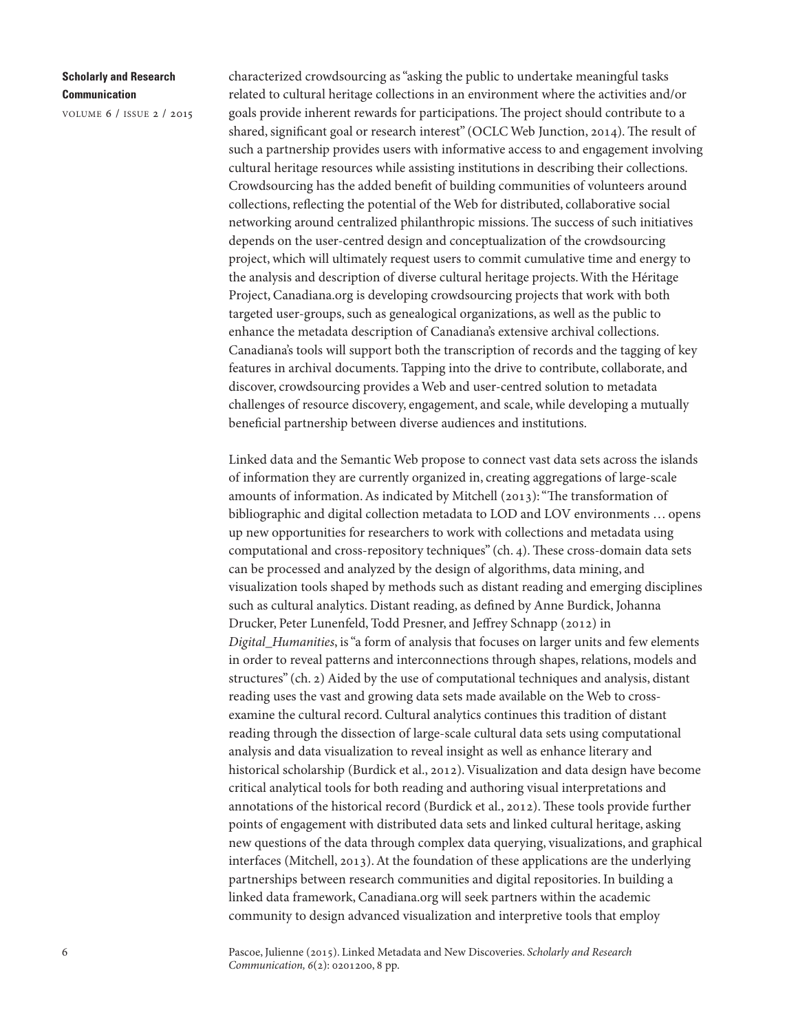characterized crowdsourcing as "asking the public to undertake meaningful tasks related to cultural heritage collections in an environment where the activities and/or goals provide inherent rewards for participations. The project should contribute to a shared, significant goal or research interest" (OCLC Web Junction, 2014). The result of such a partnership provides users with informative access to and engagement involving cultural heritage resources while assisting institutions in describing their collections. Crowdsourcing has the added benefit of building communities of volunteers around collections, reflecting the potential of the Web for distributed, collaborative social networking around centralized philanthropic missions. The success of such initiatives depends on the user-centred design and conceptualization of the crowdsourcing project, which will ultimately request users to commit cumulative time and energy to the analysis and description of diverse cultural heritage projects. With the Héritage Project, Canadiana.org is developing crowdsourcing projects that work with both targeted user-groups, such as genealogical organizations, as well as the public to enhance the metadata description of Canadiana's extensive archival collections. Canadiana's tools will support both the transcription of records and the tagging of key features in archival documents. Tapping into the drive to contribute, collaborate, and discover, crowdsourcing provides a Web and user-centred solution to metadata challenges of resource discovery, engagement, and scale, while developing a mutually beneficial partnership between diverse audiences and institutions.

Linked data and the Semantic Web propose to connect vast data sets across the islands of information they are currently organized in, creating aggregations of large-scale amounts of information. As indicated by Mitchell (2013): "The transformation of bibliographic and digital collection metadata to LOD and LOV environments … opens up new opportunities for researchers to work with collections and metadata using computational and cross-repository techniques" (ch. 4). These cross-domain data sets can be processed and analyzed by the design of algorithms, data mining, and visualization tools shaped by methods such as distant reading and emerging disciplines such as cultural analytics. Distant reading, as defined by Anne Burdick, Johanna Drucker, Peter Lunenfeld, Todd Presner, and Jeffrey Schnapp (2012) in *Digital_Humanities*, is "a form of analysis that focuses on larger units and few elements in order to reveal patterns and interconnections through shapes, relations, models and structures" (ch. 2) Aided by the use of computational techniques and analysis, distant reading uses the vast and growing data sets made available on the Web to cross-examine the cultural record. Cultural analytics continues this tradition of distant reading through the dissection of large-scale cultural data sets using computational analysis and data visualization to reveal insight as well as enhance literary and historical scholarship (Burdick et al., 2012). Visualization and data design have become critical analytical tools for both reading and authoring visual interpretations and annotations of the historical record (Burdick et al., 2012). These tools provide further points of engagement with distributed data sets and linked cultural heritage, asking new questions of the data through complex data querying, visualizations, and graphical interfaces (Mitchell, 2013). At the foundation of these applications are the underlying partnerships between research communities and digital repositories. In building a linked data framework, Canadiana.org will seek partners within the academic community to design advanced visualization and interpretive tools that employ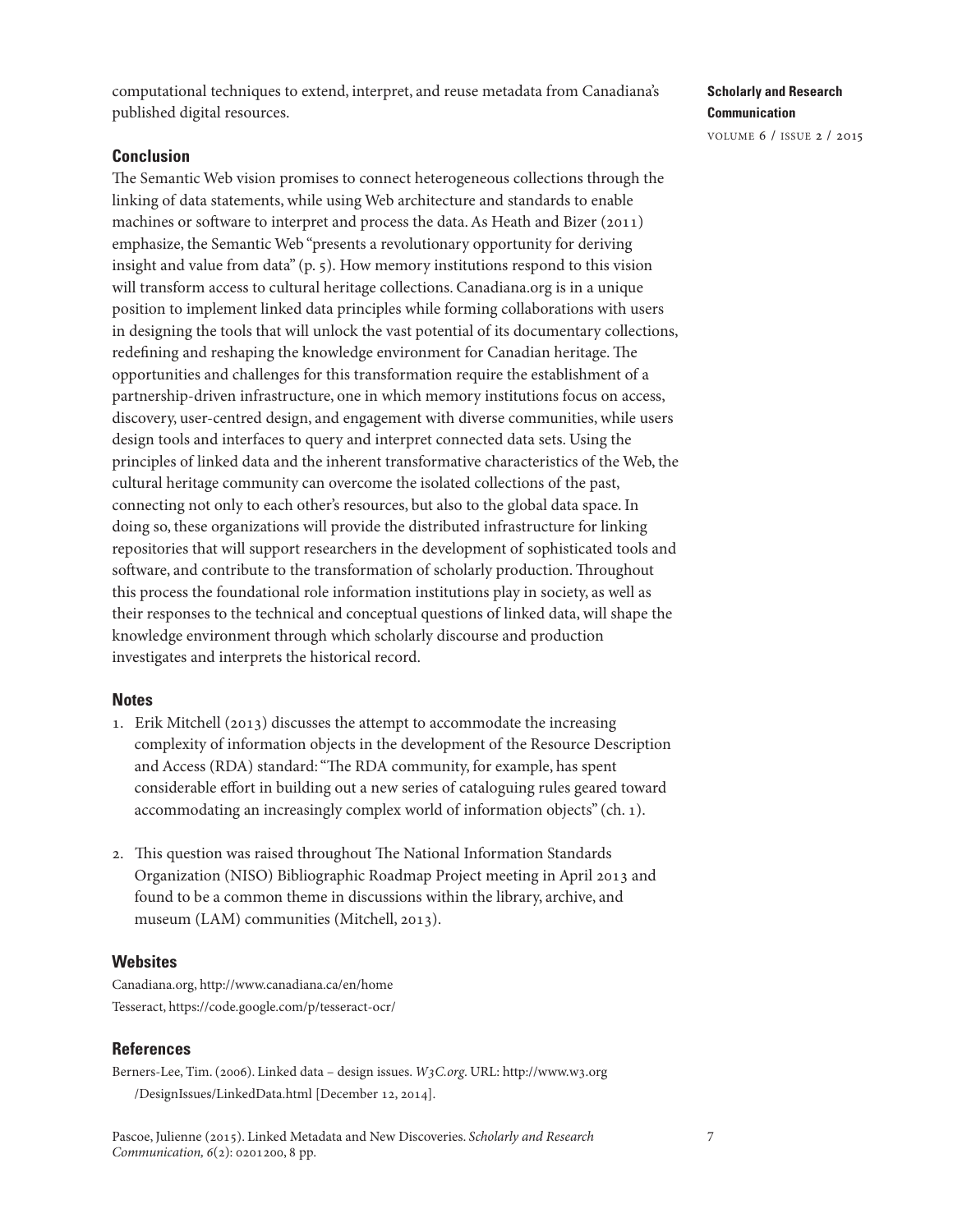computational techniques to extend, interpret, and reuse metadata from Canadiana's published digital resources.

## Conclusion

The Semantic Web vision promises to connect heterogeneous collections through the linking of data statements, while using Web architecture and standards to enable machines or software to interpret and process the data. As Heath and Bizer (2011) emphasize, the Semantic Web "presents a revolutionary opportunity for deriving insight and value from data" (p. 5). How memory institutions respond to this vision will transform access to cultural heritage collections. Canadiana.org is in a unique position to implement linked data principles while forming collaborations with users in designing the tools that will unlock the vast potential of its documentary collections, redefining and reshaping the knowledge environment for Canadian heritage. The opportunities and challenges for this transformation require the establishment of a partnership-driven infrastructure, one in which memory institutions focus on access, discovery, user-centred design, and engagement with diverse communities, while users design tools and interfaces to query and interpret connected data sets. Using the principles of linked data and the inherent transformative characteristics of the Web, the cultural heritage community can overcome the isolated collections of the past, connecting not only to each other's resources, but also to the global data space. In doing so, these organizations will provide the distributed infrastructure for linking repositories that will support researchers in the development of sophisticated tools and software, and contribute to the transformation of scholarly production. Throughout this process the foundational role information institutions play in society, as well as their responses to the technical and conceptual questions of linked data, will shape the knowledge environment through which scholarly discourse and production investigates and interprets the historical record.

## Notes

1. Erik Mitchell (2013) discusses the attempt to accommodate the increasing complexity of information objects in the development of the Resource Description and Access (RDA) standard: "The RDA community, for example, has spent considerable effort in building out a new series of cataloguing rules geared toward accommodating an increasingly complex world of information objects" (ch. 1).

2. This question was raised throughout The National Information Standards Organization (NISO) Bibliographic Roadmap Project meeting in April 2013 and found to be a common theme in discussions within the library, archive, and museum (LAM) communities (Mitchell, 2013).

## Websites

Canadiana.org, http://www.canadiana.ca/en/home
Tesseract, https://code.google.com/p/tesseract-ocr/

## References

Berners-Lee, Tim. (2006). Linked data – design issues. *W3C.org*. URL: http://www.w3.org/DesignIssues/LinkedData.html [December 12, 2014].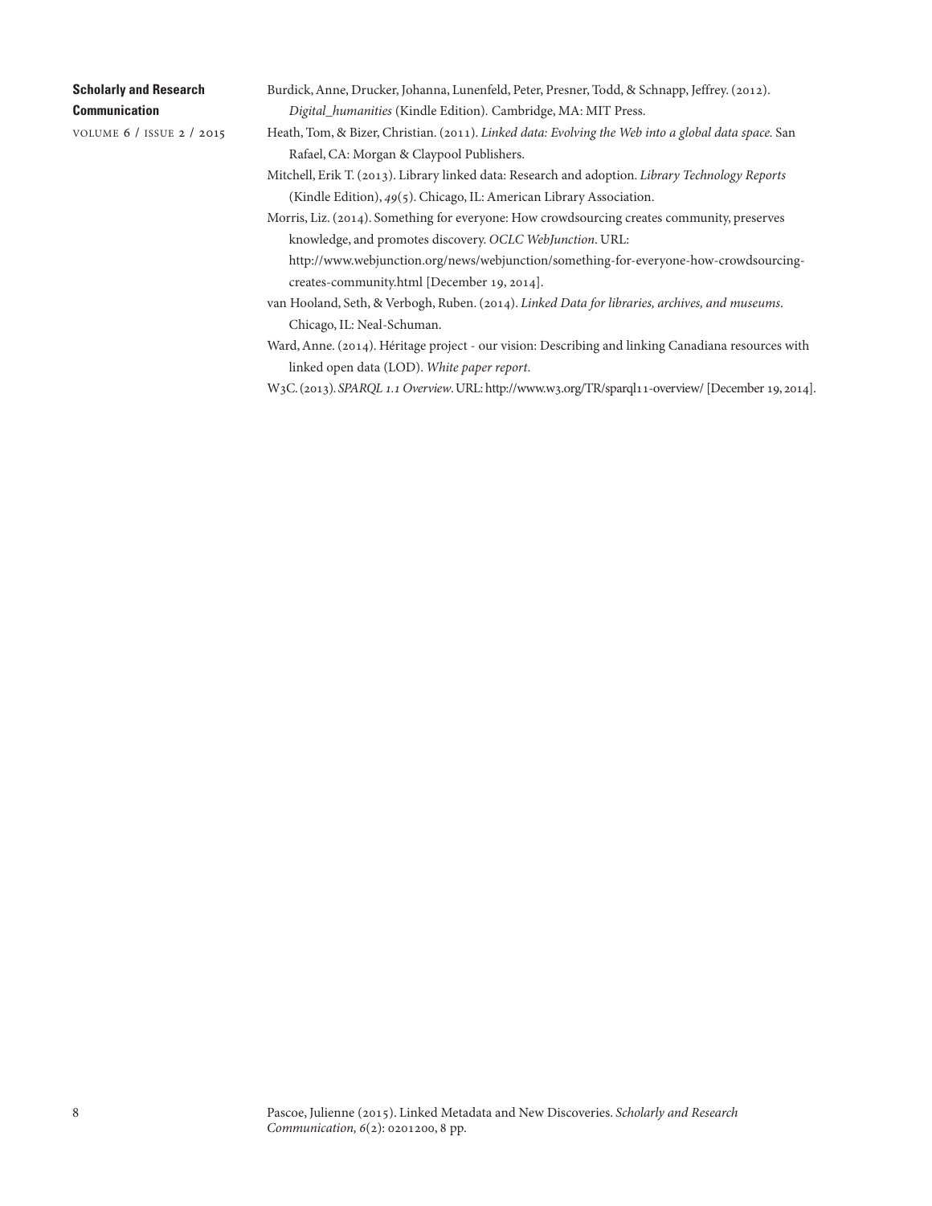Burdick, Anne, Drucker, Johanna, Lunenfeld, Peter, Presner, Todd, & Schnapp, Jeffrey. (2012). *Digital_humanities* (Kindle Edition). Cambridge, MA: MIT Press.

Heath, Tom, & Bizer, Christian. (2011). *Linked data: Evolving the Web into a global data space.* San Rafael, CA: Morgan & Claypool Publishers.

Mitchell, Erik T. (2013). Library linked data: Research and adoption. *Library Technology Reports* (Kindle Edition), *49*(5). Chicago, IL: American Library Association.

Morris, Liz. (2014). Something for everyone: How crowdsourcing creates community, preserves knowledge, and promotes discovery. *OCLC WebJunction*. URL: http://www.webjunction.org/news/webjunction/something-for-everyone-how-crowdsourcing-creates-community.html [December 19, 2014].

van Hooland, Seth, & Verbogh, Ruben. (2014). *Linked Data for libraries, archives, and museums*. Chicago, IL: Neal-Schuman.

Ward, Anne. (2014). Héritage project - our vision: Describing and linking Canadiana resources with linked open data (LOD). *White paper report*.

W3C. (2013). *SPARQL 1.1 Overview*. URL: http://www.w3.org/TR/sparql11-overview/ [December 19, 2014].